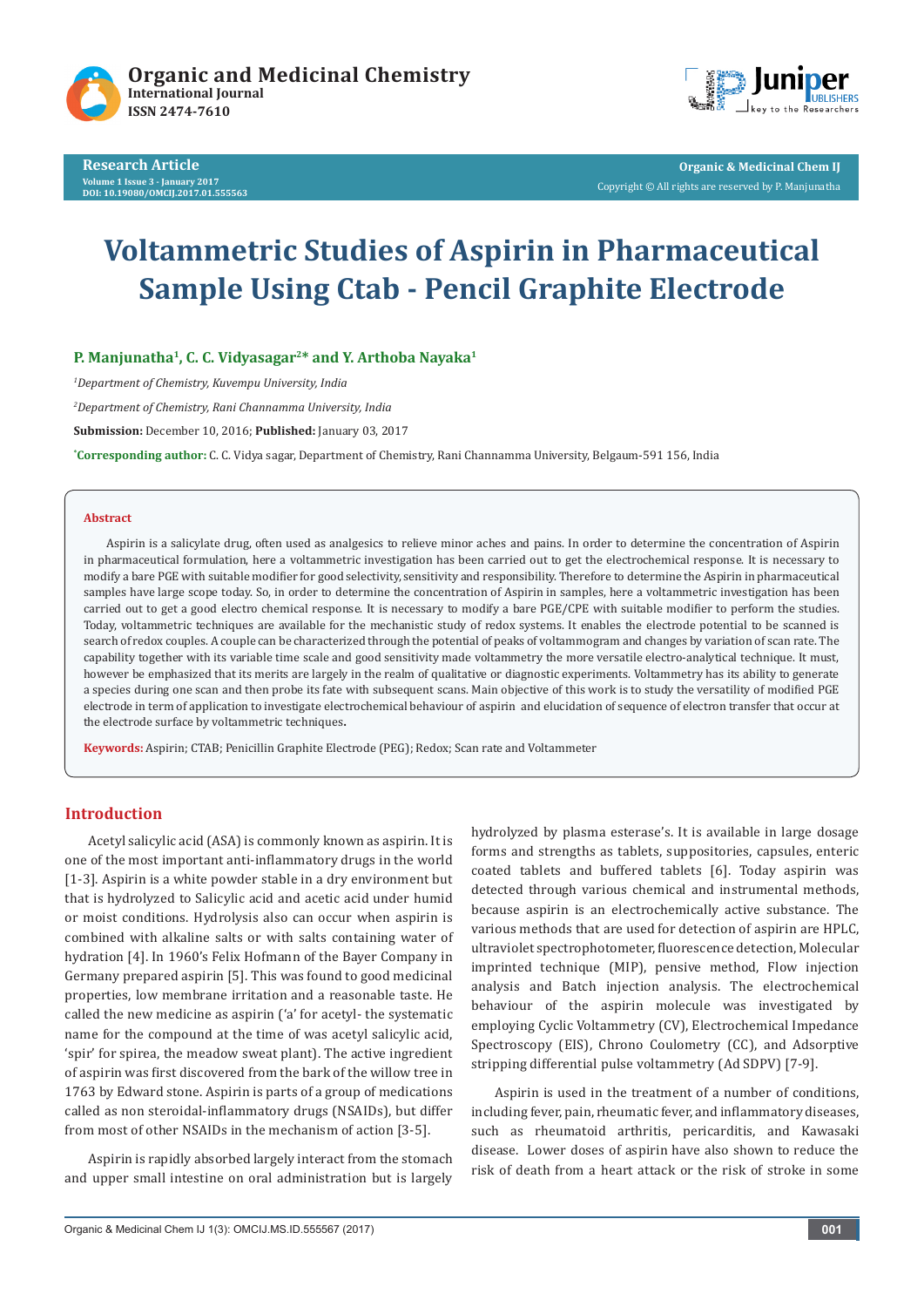# Voltammetric Studies of Aspirin in Pharmaceutical Sample Using Ctab - Pencil Graphite Electrode

**P. Manjunatha[1], C. C. Vidyasagar[2]* and Y. Arthoba Nayaka[1]**

[1]*Department of Chemistry, Kuvempu University, India*

[2]*Department of Chemistry, Rani Channamma University, India*

**Submission:** December 10, 2016; **Published:** January 03, 2017

***Corresponding author:** C. C. Vidya sagar, Department of Chemistry, Rani Channamma University, Belgaum-591 156, India

## Abstract

Aspirin is a salicylate drug, often used as analgesics to relieve minor aches and pains. In order to determine the concentration of Aspirin in pharmaceutical formulation, here a voltammetric investigation has been carried out to get the electrochemical response. It is necessary to modify a bare PGE with suitable modifier for good selectivity, sensitivity and responsibility. Therefore to determine the Aspirin in pharmaceutical samples have large scope today. So, in order to determine the concentration of Aspirin in samples, here a voltammetric investigation has been carried out to get a good electro chemical response. It is necessary to modify a bare PGE/CPE with suitable modifier to perform the studies. Today, voltammetric techniques are available for the mechanistic study of redox systems. It enables the electrode potential to be scanned is search of redox couples. A couple can be characterized through the potential of peaks of voltammogram and changes by variation of scan rate. The capability together with its variable time scale and good sensitivity made voltammetry the more versatile electro-analytical technique. It must, however be emphasized that its merits are largely in the realm of qualitative or diagnostic experiments. Voltammetry has its ability to generate a species during one scan and then probe its fate with subsequent scans. Main objective of this work is to study the versatility of modified PGE electrode in term of application to investigate electrochemical behaviour of aspirin and elucidation of sequence of electron transfer that occur at the electrode surface by voltammetric techniques**.**

**Keywords:** Aspirin; CTAB; Penicillin Graphite Electrode (PEG); Redox; Scan rate and Voltammeter

## Introduction

Acetyl salicylic acid (ASA) is commonly known as aspirin. It is one of the most important anti-inflammatory drugs in the world [1-3]. Aspirin is a white powder stable in a dry environment but that is hydrolyzed to Salicylic acid and acetic acid under humid or moist conditions. Hydrolysis also can occur when aspirin is combined with alkaline salts or with salts containing water of hydration [4]. In 1960's Felix Hofmann of the Bayer Company in Germany prepared aspirin [5]. This was found to good medicinal properties, low membrane irritation and a reasonable taste. He called the new medicine as aspirin ('a' for acetyl- the systematic name for the compound at the time of was acetyl salicylic acid, 'spir' for spirea, the meadow sweat plant). The active ingredient of aspirin was first discovered from the bark of the willow tree in 1763 by Edward stone. Aspirin is parts of a group of medications called as non steroidal-inflammatory drugs (NSAIDs), but differ from most of other NSAIDs in the mechanism of action [3-5].

Aspirin is rapidly absorbed largely interact from the stomach and upper small intestine on oral administration but is largely hydrolyzed by plasma esterase's. It is available in large dosage forms and strengths as tablets, suppositories, capsules, enteric coated tablets and buffered tablets [6]. Today aspirin was detected through various chemical and instrumental methods, because aspirin is an electrochemically active substance. The various methods that are used for detection of aspirin are HPLC, ultraviolet spectrophotometer, fluorescence detection, Molecular imprinted technique (MIP), pensive method, Flow injection analysis and Batch injection analysis. The electrochemical behaviour of the aspirin molecule was investigated by employing Cyclic Voltammetry (CV), Electrochemical Impedance Spectroscopy (EIS), Chrono Coulometry (CC), and Adsorptive stripping differential pulse voltammetry (Ad SDPV) [7-9].

Aspirin is used in the treatment of a number of conditions, including fever, pain, rheumatic fever, and inflammatory diseases, such as rheumatoid arthritis, pericarditis, and Kawasaki disease. Lower doses of aspirin have also shown to reduce the risk of death from a heart attack or the risk of stroke in some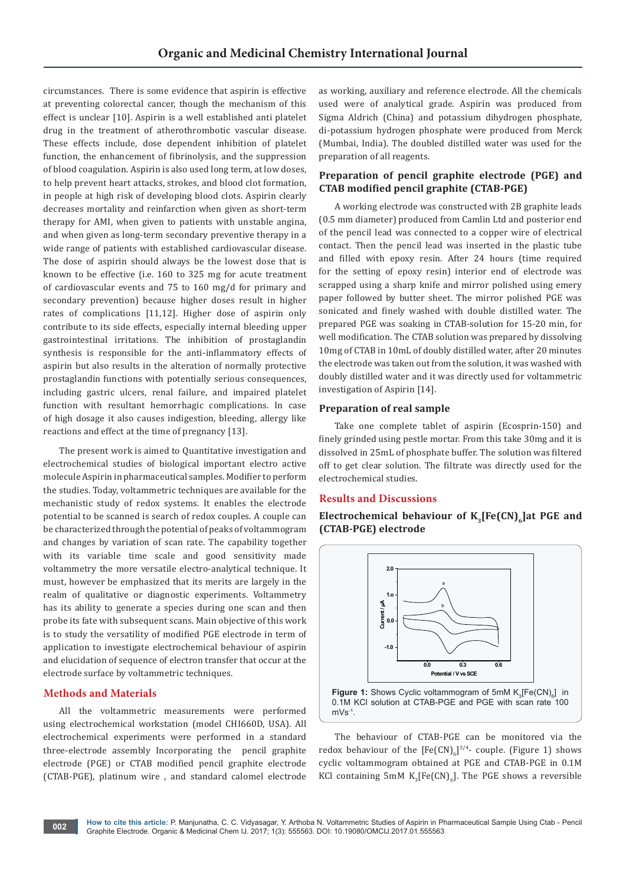circumstances. There is some evidence that aspirin is effective at preventing colorectal cancer, though the mechanism of this effect is unclear [10]. Aspirin is a well established anti platelet drug in the treatment of atherothrombotic vascular disease. These effects include, dose dependent inhibition of platelet function, the enhancement of fibrinolysis, and the suppression of blood coagulation. Aspirin is also used long term, at low doses, to help prevent heart attacks, strokes, and blood clot formation, in people at high risk of developing blood clots. Aspirin clearly decreases mortality and reinfarction when given as short-term therapy for AMI, when given to patients with unstable angina, and when given as long-term secondary preventive therapy in a wide range of patients with established cardiovascular disease. The dose of aspirin should always be the lowest dose that is known to be effective (i.e. 160 to 325 mg for acute treatment of cardiovascular events and 75 to 160 mg/d for primary and secondary prevention) because higher doses result in higher rates of complications [11,12]. Higher dose of aspirin only contribute to its side effects, especially internal bleeding upper gastrointestinal irritations. The inhibition of prostaglandin synthesis is responsible for the anti-inflammatory effects of aspirin but also results in the alteration of normally protective prostaglandin functions with potentially serious consequences, including gastric ulcers, renal failure, and impaired platelet function with resultant hemorrhagic complications. In case of high dosage it also causes indigestion, bleeding, allergy like reactions and effect at the time of pregnancy [13].

The present work is aimed to Quantitative investigation and electrochemical studies of biological important electro active molecule Aspirin in pharmaceutical samples. Modifier to perform the studies. Today, voltammetric techniques are available for the mechanistic study of redox systems. It enables the electrode potential to be scanned is search of redox couples. A couple can be characterized through the potential of peaks of voltammogram and changes by variation of scan rate. The capability together with its variable time scale and good sensitivity made voltammetry the more versatile electro-analytical technique. It must, however be emphasized that its merits are largely in the realm of qualitative or diagnostic experiments. Voltammetry has its ability to generate a species during one scan and then probe its fate with subsequent scans. Main objective of this work is to study the versatility of modified PGE electrode in term of application to investigate electrochemical behaviour of aspirin and elucidation of sequence of electron transfer that occur at the electrode surface by voltammetric techniques.

## Methods and Materials

All the voltammetric measurements were performed using electrochemical workstation (model CHI660D, USA). All electrochemical experiments were performed in a standard three-electrode assembly Incorporating the pencil graphite electrode (PGE) or CTAB modified pencil graphite electrode (CTAB-PGE), platinum wire , and standard calomel electrode as working, auxiliary and reference electrode. All the chemicals used were of analytical grade. Aspirin was produced from Sigma Aldrich (China) and potassium dihydrogen phosphate, di-potassium hydrogen phosphate were produced from Merck (Mumbai, India). The doubled distilled water was used for the preparation of all reagents.

### Preparation of pencil graphite electrode (PGE) and CTAB modified pencil graphite (CTAB-PGE)

A working electrode was constructed with 2B graphite leads (0.5 mm diameter) produced from Camlin Ltd and posterior end of the pencil lead was connected to a copper wire of electrical contact. Then the pencil lead was inserted in the plastic tube and filled with epoxy resin. After 24 hours (time required for the setting of epoxy resin) interior end of electrode was scrapped using a sharp knife and mirror polished using emery paper followed by butter sheet. The mirror polished PGE was sonicated and finely washed with double distilled water. The prepared PGE was soaking in CTAB-solution for 15-20 min, for well modification. The CTAB solution was prepared by dissolving 10mg of CTAB in 10mL of doubly distilled water, after 20 minutes the electrode was taken out from the solution, it was washed with doubly distilled water and it was directly used for voltammetric investigation of Aspirin [14].

### Preparation of real sample

Take one complete tablet of aspirin (Ecosprin-150) and finely grinded using pestle mortar. From this take 30mg and it is dissolved in 25mL of phosphate buffer. The solution was filtered off to get clear solution. The filtrate was directly used for the electrochemical studies.

## Results and Discussions

### Electrochemical behaviour of $K_3[Fe(CN)_6]$ at PGE and (CTAB-PGE) electrode

**Figure 1:** Shows Cyclic voltammogram of 5mM $K_3[Fe(CN)_6]$ in 0.1M KCl solution at CTAB-PGE and PGE with scan rate 100 $mVs^{-1}$.

The behaviour of CTAB-PGE can be monitored via the redox behaviour of the $[Fe(CN)_6]^{3/4-}$ couple. (Figure 1) shows cyclic voltammogram obtained at PGE and CTAB-PGE in 0.1M KCl containing 5mM $K_3[Fe(CN)_6]$. The PGE shows a reversible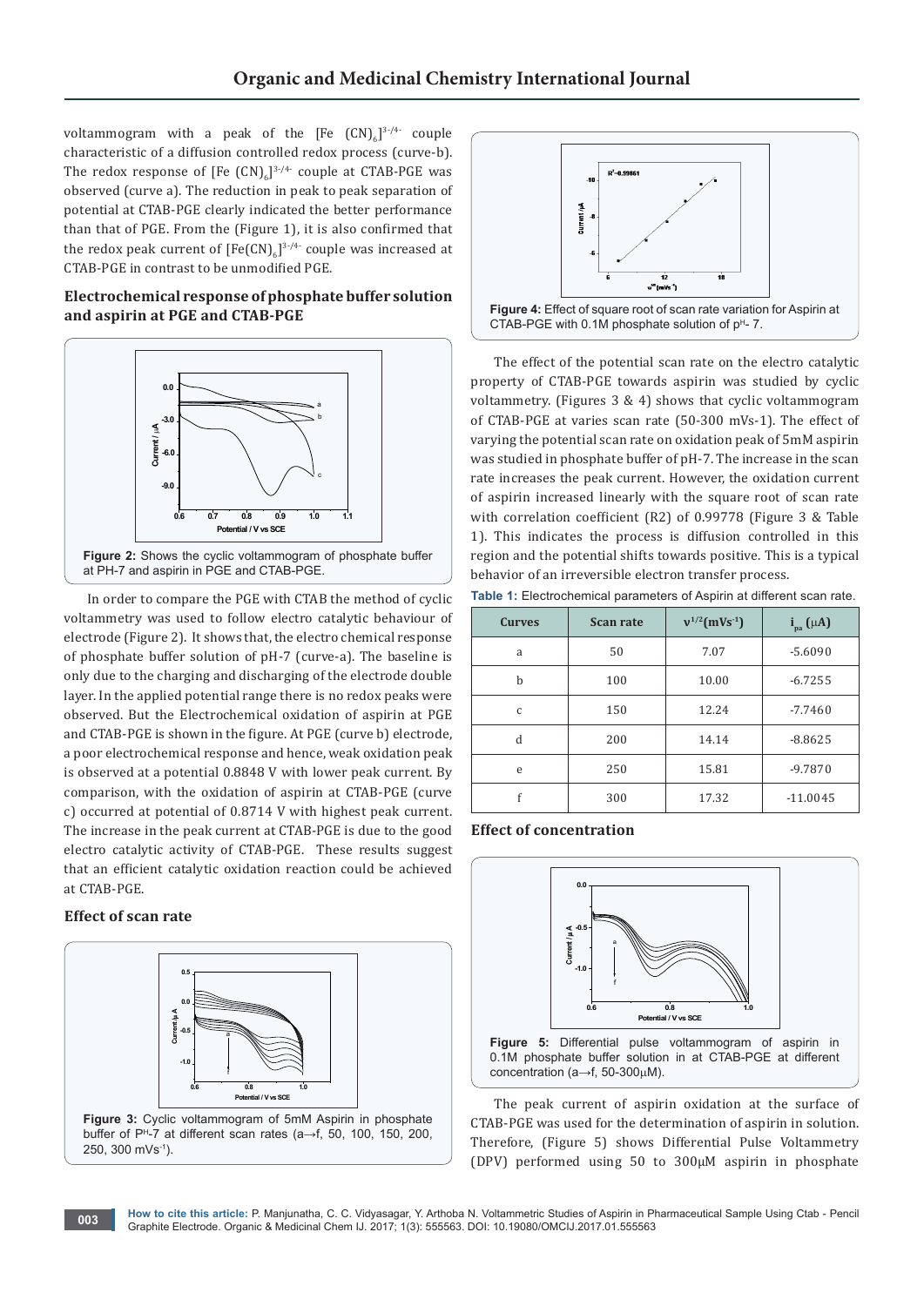voltammogram with a peak of the [Fe $(CN)_6]^{3-/4-}$ couple characteristic of a diffusion controlled redox process (curve-b). The redox response of [Fe $(CN)_6]^{3-/4-}$ couple at CTAB-PGE was observed (curve a). The reduction in peak to peak separation of potential at CTAB-PGE clearly indicated the better performance than that of PGE. From the (Figure 1), it is also confirmed that the redox peak current of $[Fe(CN)_6]^{3-/4-}$ couple was increased at CTAB-PGE in contrast to be unmodified PGE.

## Electrochemical response of phosphate buffer solution and aspirin at PGE and CTAB-PGE

**Figure 2:** Shows the cyclic voltammogram of phosphate buffer at PH-7 and aspirin in PGE and CTAB-PGE.

In order to compare the PGE with CTAB the method of cyclic voltammetry was used to follow electro catalytic behaviour of electrode (Figure 2). It shows that, the electro chemical response of phosphate buffer solution of pH-7 (curve-a). The baseline is only due to the charging and discharging of the electrode double layer. In the applied potential range there is no redox peaks were observed. But the Electrochemical oxidation of aspirin at PGE and CTAB-PGE is shown in the figure. At PGE (curve b) electrode, a poor electrochemical response and hence, weak oxidation peak is observed at a potential 0.8848 V with lower peak current. By comparison, with the oxidation of aspirin at CTAB-PGE (curve c) occurred at potential of 0.8714 V with highest peak current. The increase in the peak current at CTAB-PGE is due to the good electro catalytic activity of CTAB-PGE. These results suggest that an efficient catalytic oxidation reaction could be achieved at CTAB-PGE.

## Effect of scan rate

**Figure 3:** Cyclic voltammogram of 5mM Aspirin in phosphate buffer of PH-7 at different scan rates (a→f, 50, 100, 150, 200, 250, 300 mVs-1).

**Figure 4:** Effect of square root of scan rate variation for Aspirin at CTAB-PGE with 0.1M phosphate solution of pH- 7.

The effect of the potential scan rate on the electro catalytic property of CTAB-PGE towards aspirin was studied by cyclic voltammetry. (Figures 3 & 4) shows that cyclic voltammogram of CTAB-PGE at varies scan rate (50-300 mVs-1). The effect of varying the potential scan rate on oxidation peak of 5mM aspirin was studied in phosphate buffer of pH-7. The increase in the scan rate increases the peak current. However, the oxidation current of aspirin increased linearly with the square root of scan rate with correlation coefficient (R2) of 0.99778 (Figure 3 & Table 1). This indicates the process is diffusion controlled in this region and the potential shifts towards positive. This is a typical behavior of an irreversible electron transfer process.

**Table 1:** Electrochemical parameters of Aspirin at different scan rate.

| Curves | Scan rate | $\nu^{1/2}(mVs^{-1})$ | $i_{pa}$ (μA) |
|---|---|---|---|
| a | 50 | 7.07 | -5.6090 |
| b | 100 | 10.00 | -6.7255 |
| c | 150 | 12.24 | -7.7460 |
| d | 200 | 14.14 | -8.8625 |
| e | 250 | 15.81 | -9.7870 |
| f | 300 | 17.32 | -11.0045 |

## Effect of concentration

**Figure 5:** Differential pulse voltammogram of aspirin in 0.1M phosphate buffer solution in at CTAB-PGE at different concentration (a→f, 50-300μM).

The peak current of aspirin oxidation at the surface of CTAB-PGE was used for the determination of aspirin in solution. Therefore, (Figure 5) shows Differential Pulse Voltammetry (DPV) performed using 50 to 300μM aspirin in phosphate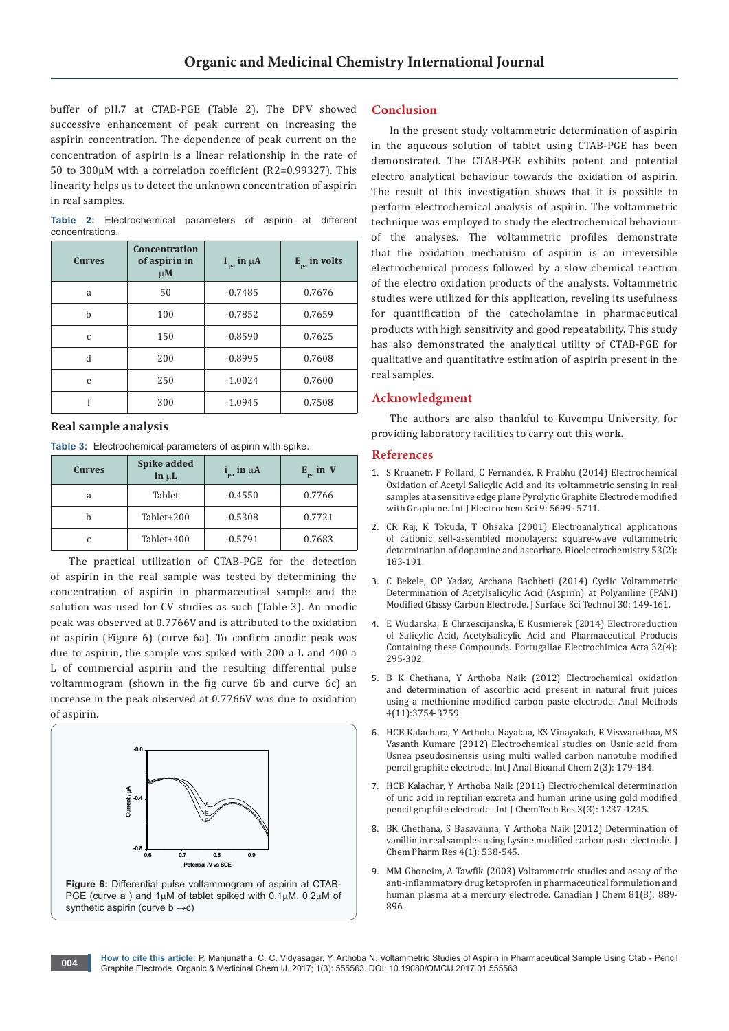buffer of pH.7 at CTAB-PGE (Table 2). The DPV showed successive enhancement of peak current on increasing the aspirin concentration. The dependence of peak current on the concentration of aspirin is a linear relationship in the rate of 50 to 300µM with a correlation coefficient (R2=0.99327). This linearity helps us to detect the unknown concentration of aspirin in real samples.

**Table 2:** Electrochemical parameters of aspirin at different concentrations.

| Curves | Concentration of aspirin in µM | $I_{pa}$ in µA | $E_{pa}$ in volts |
|---|---|---|---|
| a | 50 | -0.7485 | 0.7676 |
| b | 100 | -0.7852 | 0.7659 |
| c | 150 | -0.8590 | 0.7625 |
| d | 200 | -0.8995 | 0.7608 |
| e | 250 | -1.0024 | 0.7600 |
| f | 300 | -1.0945 | 0.7508 |

### Real sample analysis

**Table 3:** Electrochemical parameters of aspirin with spike.

| Curves | Spike added in µL | $i_{pa}$ in µA | $E_{pa}$ in V |
|---|---|---|---|
| a | Tablet | -0.4550 | 0.7766 |
| b | Tablet+200 | -0.5308 | 0.7721 |
| c | Tablet+400 | -0.5791 | 0.7683 |

The practical utilization of CTAB-PGE for the detection of aspirin in the real sample was tested by determining the concentration of aspirin in pharmaceutical sample and the solution was used for CV studies as such (Table 3). An anodic peak was observed at 0.7766V and is attributed to the oxidation of aspirin (Figure 6) (curve 6a). To confirm anodic peak was due to aspirin, the sample was spiked with 200 a L and 400 a L of commercial aspirin and the resulting differential pulse voltammogram (shown in the fig curve 6b and curve 6c) an increase in the peak observed at 0.7766V was due to oxidation of aspirin.

**Figure 6:** Differential pulse voltammogram of aspirin at CTAB-PGE (curve a ) and 1µM of tablet spiked with 0.1µM, 0.2µM of synthetic aspirin (curve b →c)

## Conclusion

In the present study voltammetric determination of aspirin in the aqueous solution of tablet using CTAB-PGE has been demonstrated. The CTAB-PGE exhibits potent and potential electro analytical behaviour towards the oxidation of aspirin. The result of this investigation shows that it is possible to perform electrochemical analysis of aspirin. The voltammetric technique was employed to study the electrochemical behaviour of the analyses. The voltammetric profiles demonstrate that the oxidation mechanism of aspirin is an irreversible electrochemical process followed by a slow chemical reaction of the electro oxidation products of the analysts. Voltammetric studies were utilized for this application, reveling its usefulness for quantification of the catecholamine in pharmaceutical products with high sensitivity and good repeatability. This study has also demonstrated the analytical utility of CTAB-PGE for qualitative and quantitative estimation of aspirin present in the real samples.

## Acknowledgment

The authors are also thankful to Kuvempu University, for providing laboratory facilities to carry out this wor**k.**

## References

1. S Kruanetr, P Pollard, C Fernandez, R Prabhu (2014) Electrochemical Oxidation of Acetyl Salicylic Acid and its voltammetric sensing in real samples at a sensitive edge plane Pyrolytic Graphite Electrode modified with Graphene. Int J Electrochem Sci 9: 5699- 5711.
2. CR Raj, K Tokuda, T Ohsaka (2001) Electroanalytical applications of cationic self-assembled monolayers: square-wave voltammetric determination of dopamine and ascorbate. Bioelectrochemistry 53(2): 183-191.
3. C Bekele, OP Yadav, Archana Bachheti (2014) Cyclic Voltammetric Determination of Acetylsalicylic Acid (Aspirin) at Polyaniline (PANI) Modified Glassy Carbon Electrode. J Surface Sci Technol 30: 149-161.
4. E Wudarska, E Chrzescijanska, E Kusmierek (2014) Electroreduction of Salicylic Acid, Acetylsalicylic Acid and Pharmaceutical Products Containing these Compounds. Portugaliae Electrochimica Acta 32(4): 295-302.
5. B K Chethana, Y Arthoba Naik (2012) Electrochemical oxidation and determination of ascorbic acid present in natural fruit juices using a methionine modified carbon paste electrode. Anal Methods 4(11):3754-3759.
6. HCB Kalachara, Y Arthoba Nayakaa, KS Vinayakab, R Viswanathaa, MS Vasanth Kumarc (2012) Electrochemical studies on Usnic acid from Usnea pseudosinensis using multi walled carbon nanotube modified pencil graphite electrode. Int J Anal Bioanal Chem 2(3): 179-184.
7. HCB Kalachar, Y Arthoba Naik (2011) Electrochemical determination of uric acid in reptilian excreta and human urine using gold modified pencil graphite electrode. Int J ChemTech Res 3(3): 1237-1245.
8. BK Chethana, S Basavanna, Y Arthoba Naik (2012) Determination of vanillin in real samples using Lysine modified carbon paste electrode. J Chem Pharm Res 4(1): 538-545.
9. MM Ghoneim, A Tawfik (2003) Voltammetric studies and assay of the anti-inflammatory drug ketoprofen in pharmaceutical formulation and human plasma at a mercury electrode. Canadian J Chem 81(8): 889-896.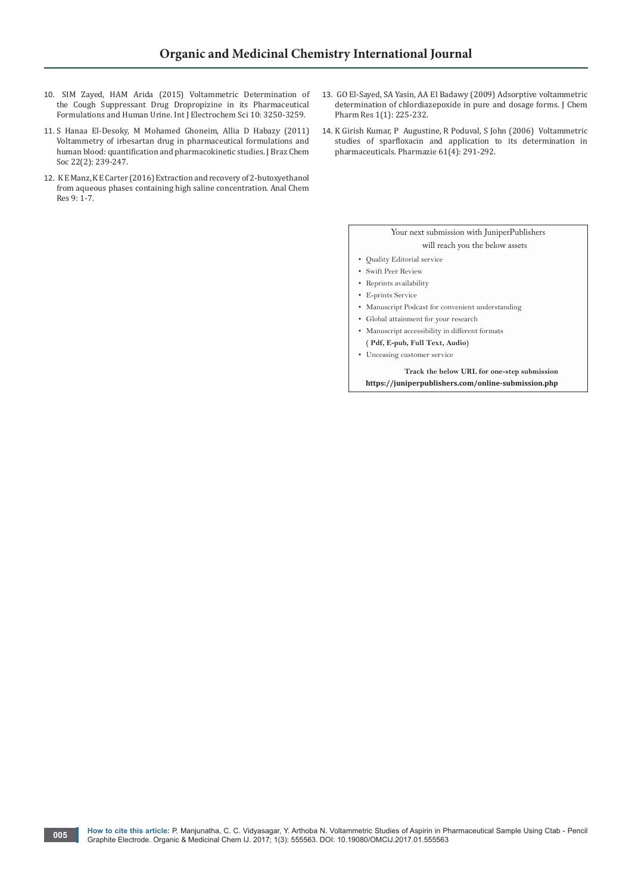10. SIM Zayed, HAM Arida (2015) Voltammetric Determination of the Cough Suppressant Drug Dropropizine in its Pharmaceutical Formulations and Human Urine. Int J Electrochem Sci 10: 3250-3259.
11. S Hanaa El-Desoky, M Mohamed Ghoneim, Allia D Habazy (2011) Voltammetry of irbesartan drug in pharmaceutical formulations and human blood: quantification and pharmacokinetic studies. J Braz Chem Soc 22(2): 239-247.
12. K E Manz, K E Carter (2016) Extraction and recovery of 2-butoxyethanol from aqueous phases containing high saline concentration. Anal Chem Res 9: 1-7.
13. GO El-Sayed, SA Yasin, AA El Badawy (2009) Adsorptive voltammetric determination of chlordiazepoxide in pure and dosage forms. J Chem Pharm Res 1(1): 225-232.
14. K Girish Kumar, P Augustine, R Poduval, S John (2006) Voltammetric studies of sparfloxacin and application to its determination in pharmaceuticals. Pharmazie 61(4): 291-292.

Your next submission with JuniperPublishers will reach you the below assets

- Quality Editorial service
- Swift Peer Review
- Reprints availability
- E-prints Service
- Manuscript Podcast for convenient understanding
- Global attainment for your research
- Manuscript accessibility in different formats
  **( Pdf, E-pub, Full Text, Audio)**
- Unceasing customer service

**Track the below URL for one-step submission**
**https://juniperpublishers.com/online-submission.php**

**How to cite this article:** P. Manjunatha, C. C. Vidyasagar, Y. Arthoba N. Voltammetric Studies of Aspirin in Pharmaceutical Sample Using Ctab - Pencil Graphite Electrode. Organic & Medicinal Chem IJ. 2017; 1(3): 555563. DOI: 10.19080/OMCIJ.2017.01.555563